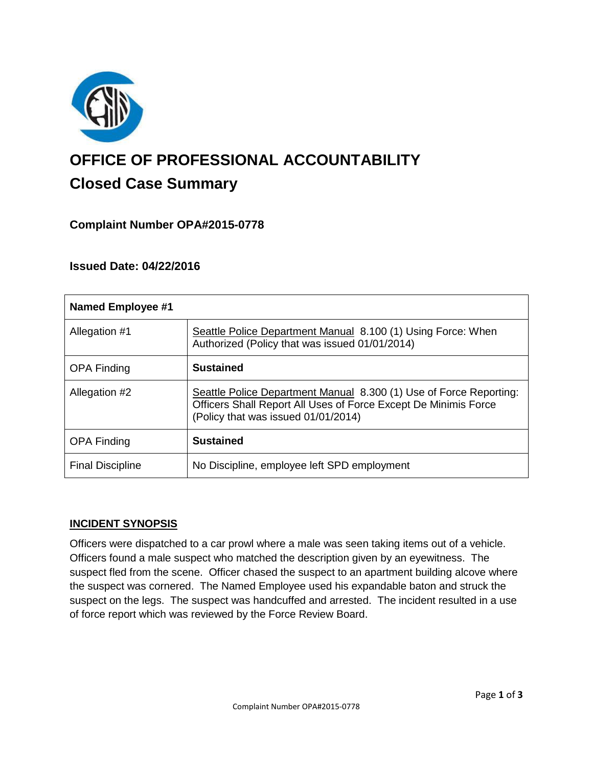# OFFICE OF PROFESSIONAL ACCOUNTABILITY

## Closed Case Summary

### Complaint Number OPA#2015-0778

### Issued Date: 04/22/2016

| Named Employee #1 | |
|---|---|
| Allegation #1 | Seattle Police Department Manual 8.100 (1) Using Force: When Authorized (Policy that was issued 01/01/2014) |
| OPA Finding | **Sustained** |
| Allegation #2 | Seattle Police Department Manual 8.300 (1) Use of Force Reporting: Officers Shall Report All Uses of Force Except De Minimis Force (Policy that was issued 01/01/2014) |
| OPA Finding | **Sustained** |
| Final Discipline | No Discipline, employee left SPD employment |

### INCIDENT SYNOPSIS

Officers were dispatched to a car prowl where a male was seen taking items out of a vehicle. Officers found a male suspect who matched the description given by an eyewitness. The suspect fled from the scene. Officer chased the suspect to an apartment building alcove where the suspect was cornered. The Named Employee used his expandable baton and struck the suspect on the legs. The suspect was handcuffed and arrested. The incident resulted in a use of force report which was reviewed by the Force Review Board.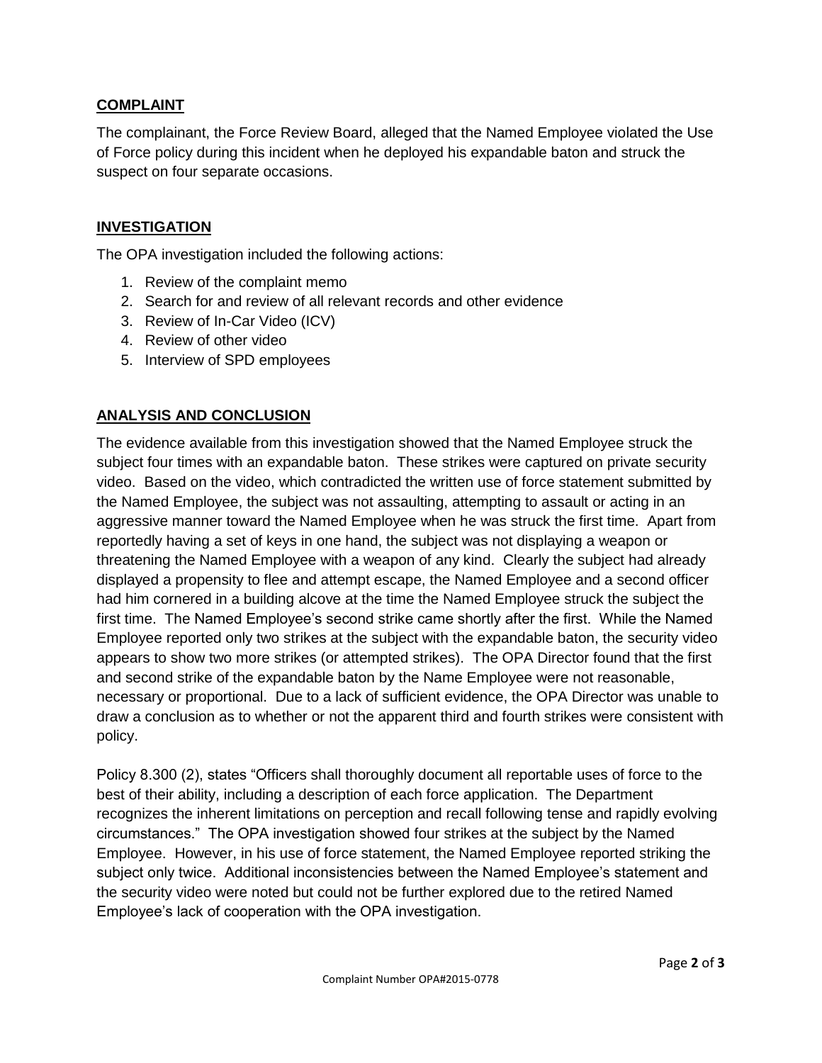## COMPLAINT

The complainant, the Force Review Board, alleged that the Named Employee violated the Use of Force policy during this incident when he deployed his expandable baton and struck the suspect on four separate occasions.

## INVESTIGATION

The OPA investigation included the following actions:

1. Review of the complaint memo
2. Search for and review of all relevant records and other evidence
3. Review of In-Car Video (ICV)
4. Review of other video
5. Interview of SPD employees

## ANALYSIS AND CONCLUSION

The evidence available from this investigation showed that the Named Employee struck the subject four times with an expandable baton. These strikes were captured on private security video. Based on the video, which contradicted the written use of force statement submitted by the Named Employee, the subject was not assaulting, attempting to assault or acting in an aggressive manner toward the Named Employee when he was struck the first time. Apart from reportedly having a set of keys in one hand, the subject was not displaying a weapon or threatening the Named Employee with a weapon of any kind. Clearly the subject had already displayed a propensity to flee and attempt escape, the Named Employee and a second officer had him cornered in a building alcove at the time the Named Employee struck the subject the first time. The Named Employee's second strike came shortly after the first. While the Named Employee reported only two strikes at the subject with the expandable baton, the security video appears to show two more strikes (or attempted strikes). The OPA Director found that the first and second strike of the expandable baton by the Name Employee were not reasonable, necessary or proportional. Due to a lack of sufficient evidence, the OPA Director was unable to draw a conclusion as to whether or not the apparent third and fourth strikes were consistent with policy.

Policy 8.300 (2), states "Officers shall thoroughly document all reportable uses of force to the best of their ability, including a description of each force application. The Department recognizes the inherent limitations on perception and recall following tense and rapidly evolving circumstances." The OPA investigation showed four strikes at the subject by the Named Employee. However, in his use of force statement, the Named Employee reported striking the subject only twice. Additional inconsistencies between the Named Employee's statement and the security video were noted but could not be further explored due to the retired Named Employee's lack of cooperation with the OPA investigation.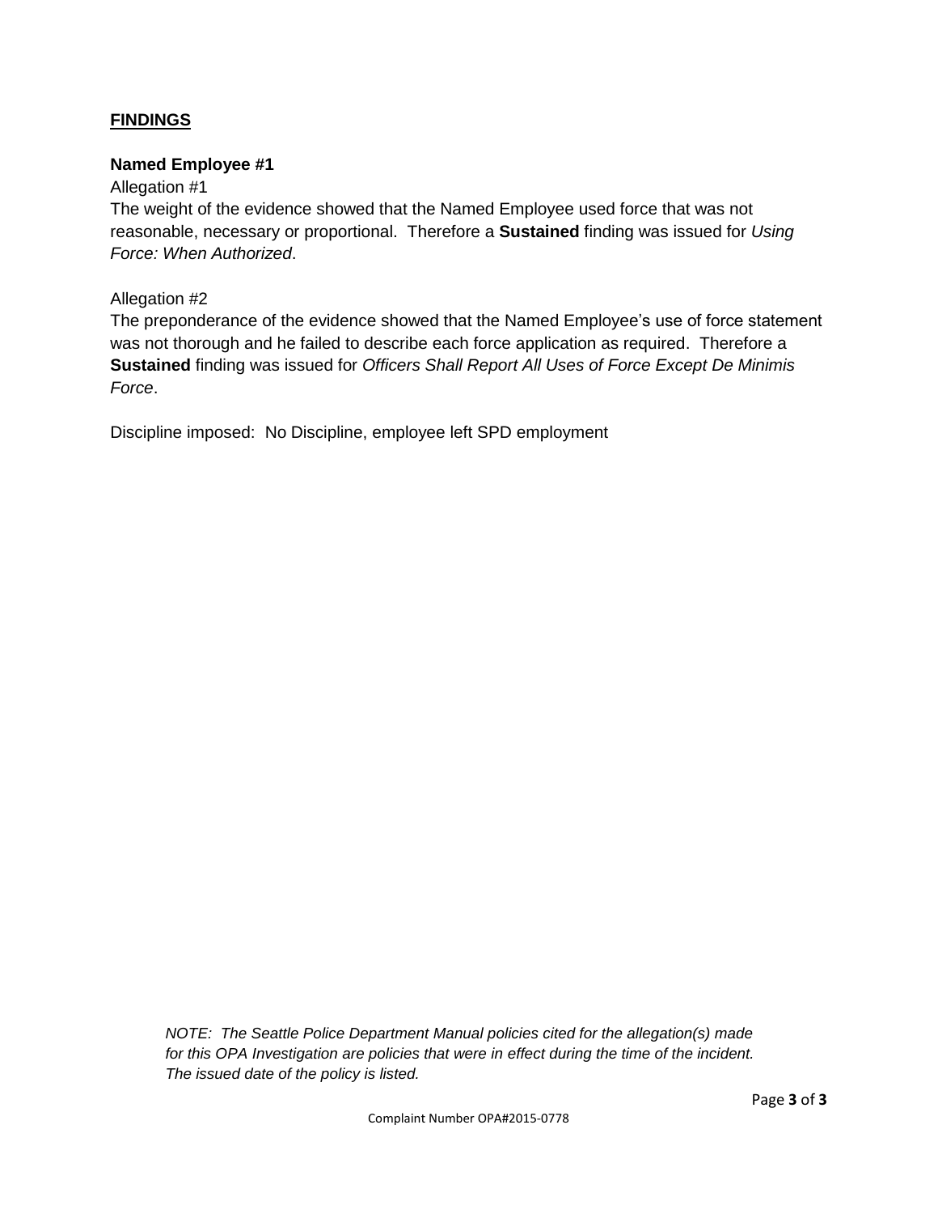## FINDINGS

### Named Employee #1

Allegation #1

The weight of the evidence showed that the Named Employee used force that was not reasonable, necessary or proportional. Therefore a **Sustained** finding was issued for *Using Force: When Authorized*.

Allegation #2

The preponderance of the evidence showed that the Named Employee's use of force statement was not thorough and he failed to describe each force application as required. Therefore a **Sustained** finding was issued for *Officers Shall Report All Uses of Force Except De Minimis Force*.

Discipline imposed: No Discipline, employee left SPD employment

*NOTE: The Seattle Police Department Manual policies cited for the allegation(s) made for this OPA Investigation are policies that were in effect during the time of the incident. The issued date of the policy is listed.*

Complaint Number OPA#2015-0778